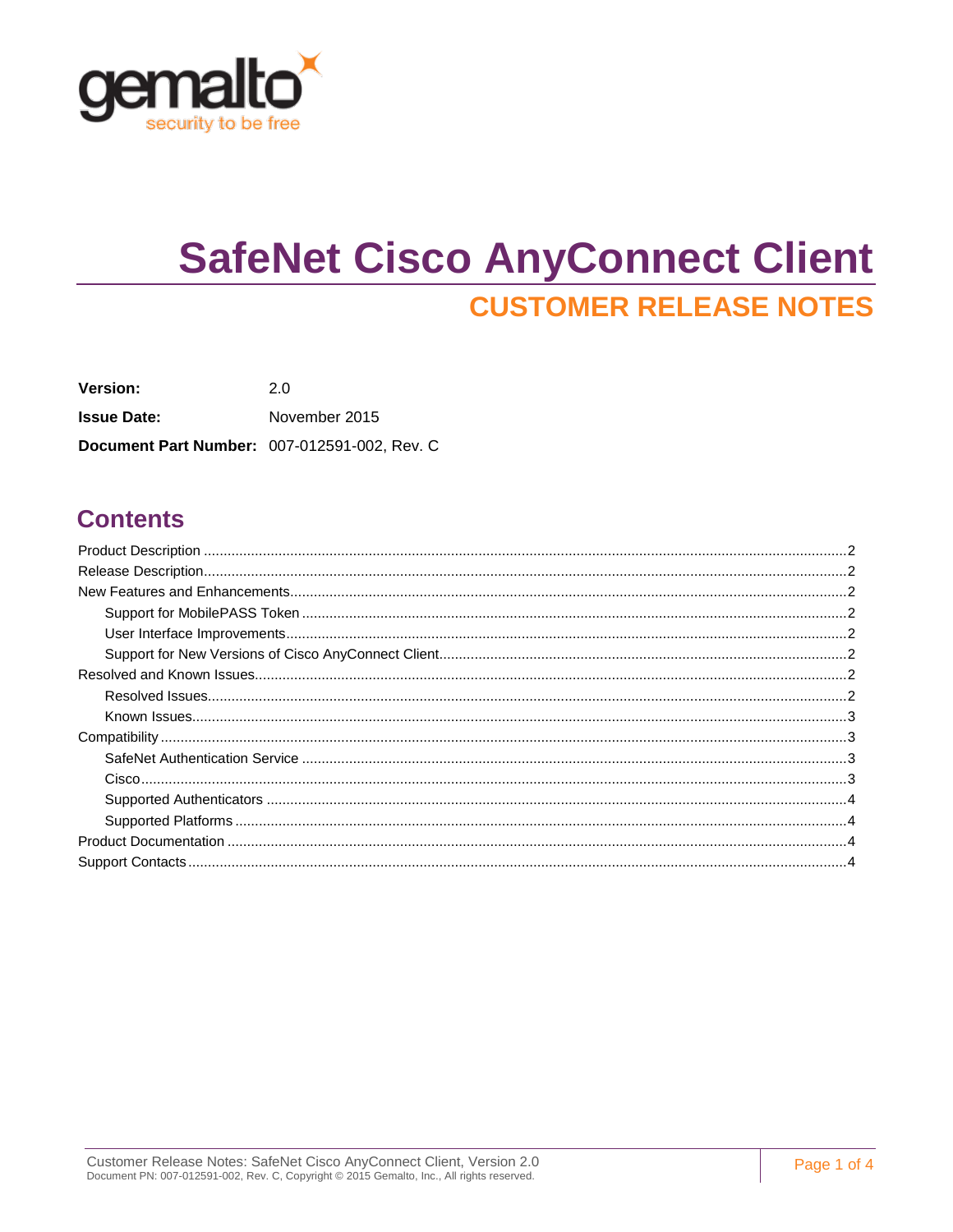# SafeNet Cisco AnyConnect Client

## CUSTOMER RELEASE NOTES

**Version:** 2.0

**Issue Date:** November 2015

**Document Part Number:** 007-012591-002, Rev. C

## Contents

- Product Description ..... 2
- Release Description ..... 2
- New Features and Enhancements ..... 2
  - Support for MobilePASS Token ..... 2
  - User Interface Improvements ..... 2
  - Support for New Versions of Cisco AnyConnect Client ..... 2
- Resolved and Known Issues ..... 2
  - Resolved Issues ..... 2
  - Known Issues ..... 3
- Compatibility ..... 3
  - SafeNet Authentication Service ..... 3
  - Cisco ..... 3
  - Supported Authenticators ..... 4
  - Supported Platforms ..... 4
- Product Documentation ..... 4
- Support Contacts ..... 4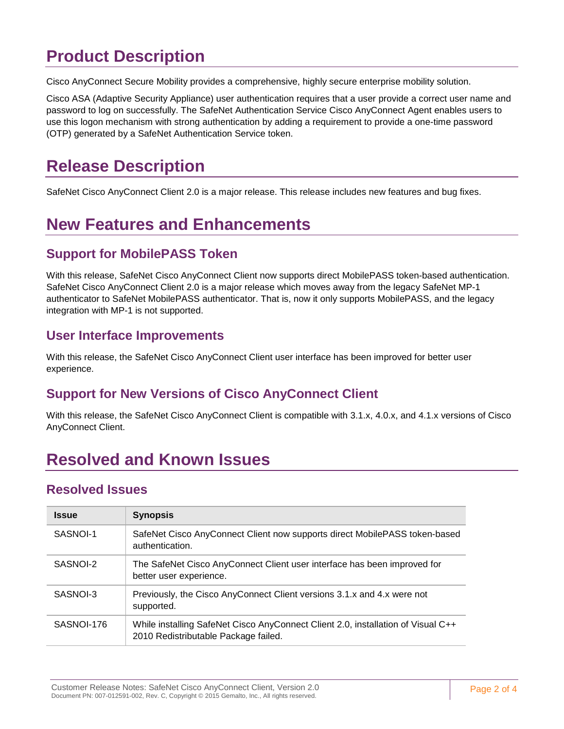# Product Description

Cisco AnyConnect Secure Mobility provides a comprehensive, highly secure enterprise mobility solution.

Cisco ASA (Adaptive Security Appliance) user authentication requires that a user provide a correct user name and password to log on successfully. The SafeNet Authentication Service Cisco AnyConnect Agent enables users to use this logon mechanism with strong authentication by adding a requirement to provide a one-time password (OTP) generated by a SafeNet Authentication Service token.

# Release Description

SafeNet Cisco AnyConnect Client 2.0 is a major release. This release includes new features and bug fixes.

# New Features and Enhancements

## Support for MobilePASS Token

With this release, SafeNet Cisco AnyConnect Client now supports direct MobilePASS token-based authentication. SafeNet Cisco AnyConnect Client 2.0 is a major release which moves away from the legacy SafeNet MP-1 authenticator to SafeNet MobilePASS authenticator. That is, now it only supports MobilePASS, and the legacy integration with MP-1 is not supported.

## User Interface Improvements

With this release, the SafeNet Cisco AnyConnect Client user interface has been improved for better user experience.

## Support for New Versions of Cisco AnyConnect Client

With this release, the SafeNet Cisco AnyConnect Client is compatible with 3.1.x, 4.0.x, and 4.1.x versions of Cisco AnyConnect Client.

# Resolved and Known Issues

## Resolved Issues

| Issue | Synopsis |
| --- | --- |
| SASNOI-1 | SafeNet Cisco AnyConnect Client now supports direct MobilePASS token-based authentication. |
| SASNOI-2 | The SafeNet Cisco AnyConnect Client user interface has been improved for better user experience. |
| SASNOI-3 | Previously, the Cisco AnyConnect Client versions 3.1.x and 4.x were not supported. |
| SASNOI-176 | While installing SafeNet Cisco AnyConnect Client 2.0, installation of Visual C++ 2010 Redistributable Package failed. |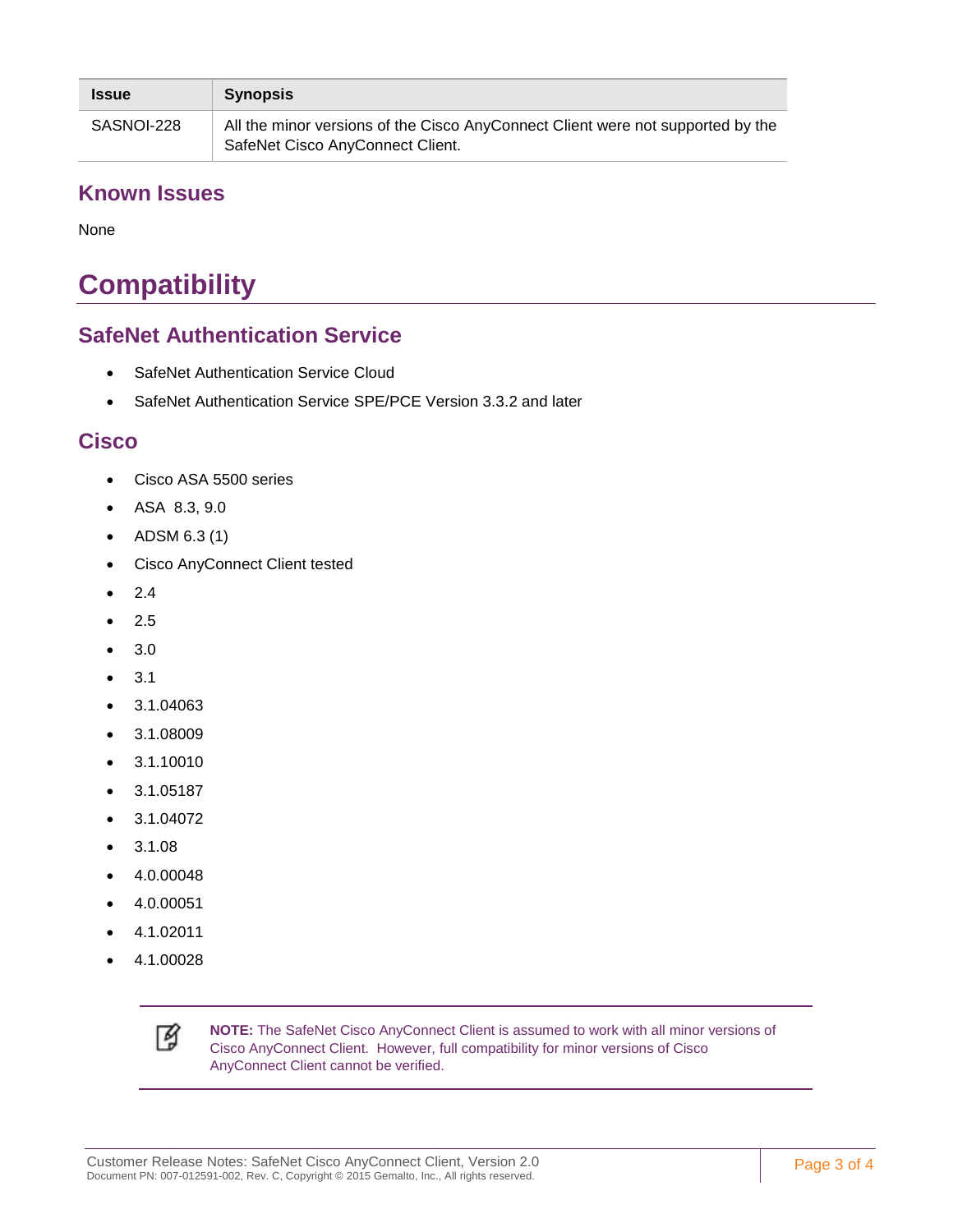| Issue | Synopsis |
| --- | --- |
| SASNOI-228 | All the minor versions of the Cisco AnyConnect Client were not supported by the SafeNet Cisco AnyConnect Client. |

## Known Issues

None

# Compatibility

## SafeNet Authentication Service

- SafeNet Authentication Service Cloud
- SafeNet Authentication Service SPE/PCE Version 3.3.2 and later

## Cisco

- Cisco ASA 5500 series
- ASA 8.3, 9.0
- ADSM 6.3 (1)
- Cisco AnyConnect Client tested
- 2.4
- 2.5
- 3.0
- 3.1
- 3.1.04063
- 3.1.08009
- 3.1.10010
- 3.1.05187
- 3.1.04072
- 3.1.08
- 4.0.00048
- 4.0.00051
- 4.1.02011
- 4.1.00028

**NOTE:** The SafeNet Cisco AnyConnect Client is assumed to work with all minor versions of Cisco AnyConnect Client. However, full compatibility for minor versions of Cisco AnyConnect Client cannot be verified.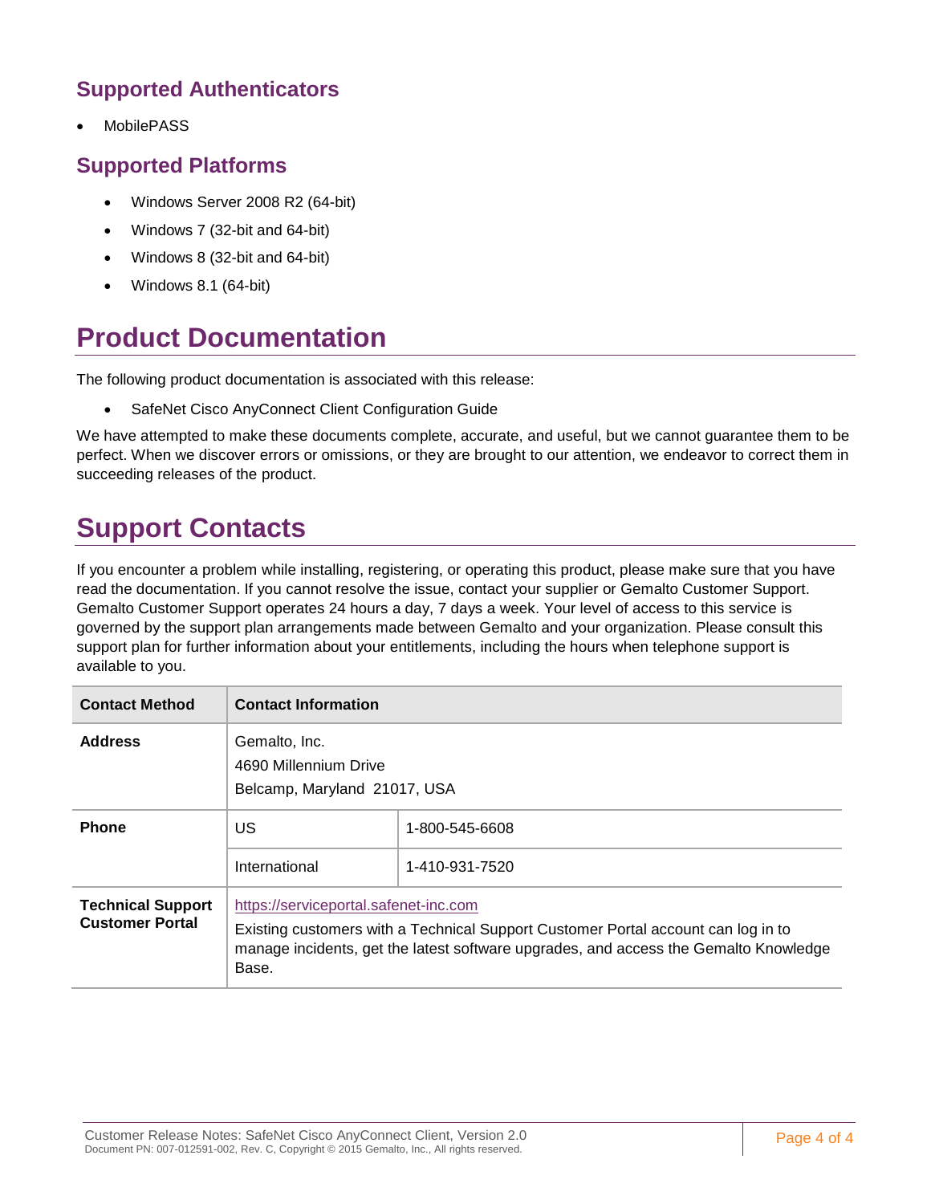## Supported Authenticators

- MobilePASS

## Supported Platforms

- Windows Server 2008 R2 (64-bit)
- Windows 7 (32-bit and 64-bit)
- Windows 8 (32-bit and 64-bit)
- Windows 8.1 (64-bit)

# Product Documentation

The following product documentation is associated with this release:

- SafeNet Cisco AnyConnect Client Configuration Guide

We have attempted to make these documents complete, accurate, and useful, but we cannot guarantee them to be perfect. When we discover errors or omissions, or they are brought to our attention, we endeavor to correct them in succeeding releases of the product.

# Support Contacts

If you encounter a problem while installing, registering, or operating this product, please make sure that you have read the documentation. If you cannot resolve the issue, contact your supplier or Gemalto Customer Support. Gemalto Customer Support operates 24 hours a day, 7 days a week. Your level of access to this service is governed by the support plan arrangements made between Gemalto and your organization. Please consult this support plan for further information about your entitlements, including the hours when telephone support is available to you.

| Contact Method | Contact Information | |
|---|---|---|
| **Address** | Gemalto, Inc.<br>4690 Millennium Drive<br>Belcamp, Maryland 21017, USA | |
| **Phone** | US | 1-800-545-6608 |
| | International | 1-410-931-7520 |
| **Technical Support Customer Portal** | https://serviceportal.safenet-inc.com<br>Existing customers with a Technical Support Customer Portal account can log in to manage incidents, get the latest software upgrades, and access the Gemalto Knowledge Base. | |